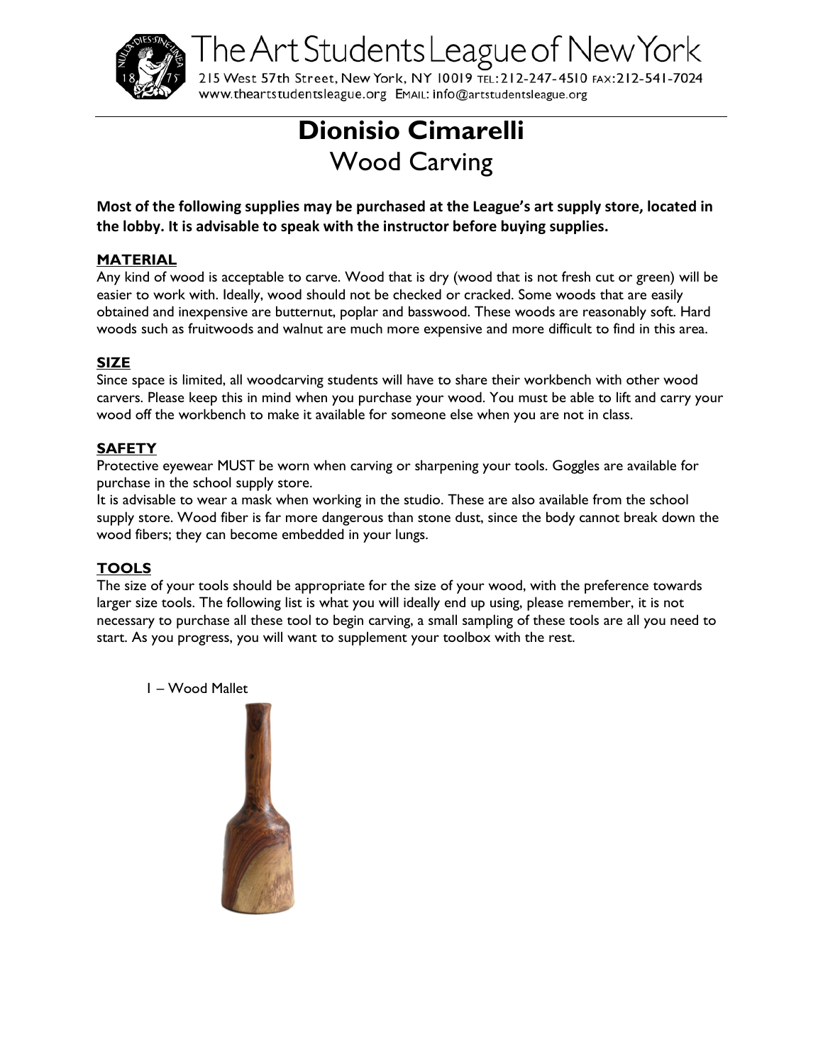The Art Students League of New York

215 West 57th Street, New York, NY 10019 TEL: 212-247-4510 FAX: 212-541-7024
www.theartstudentsleague.org EMAIL: info@artstudentsleague.org

# Dionisio Cimarelli

## Wood Carving

**Most of the following supplies may be purchased at the League's art supply store, located in the lobby. It is advisable to speak with the instructor before buying supplies.**

### MATERIAL

Any kind of wood is acceptable to carve. Wood that is dry (wood that is not fresh cut or green) will be easier to work with. Ideally, wood should not be checked or cracked. Some woods that are easily obtained and inexpensive are butternut, poplar and basswood. These woods are reasonably soft. Hard woods such as fruitwoods and walnut are much more expensive and more difficult to find in this area.

### SIZE

Since space is limited, all woodcarving students will have to share their workbench with other wood carvers. Please keep this in mind when you purchase your wood. You must be able to lift and carry your wood off the workbench to make it available for someone else when you are not in class.

### SAFETY

Protective eyewear MUST be worn when carving or sharpening your tools. Goggles are available for purchase in the school supply store.

It is advisable to wear a mask when working in the studio. These are also available from the school supply store. Wood fiber is far more dangerous than stone dust, since the body cannot break down the wood fibers; they can become embedded in your lungs.

### TOOLS

The size of your tools should be appropriate for the size of your wood, with the preference towards larger size tools. The following list is what you will ideally end up using, please remember, it is not necessary to purchase all these tool to begin carving, a small sampling of these tools are all you need to start. As you progress, you will want to supplement your toolbox with the rest.

1 – Wood Mallet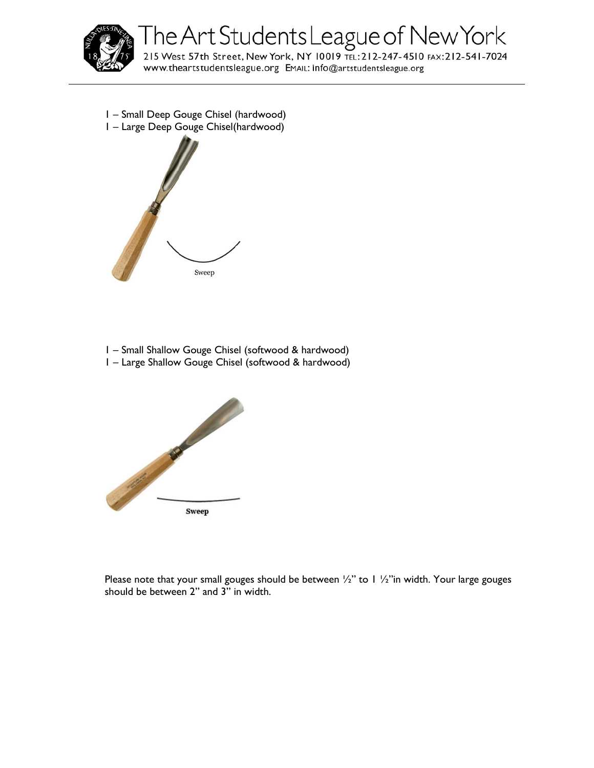1 – Small Deep Gouge Chisel (hardwood)
1 – Large Deep Gouge Chisel(hardwood)

Sweep

1 – Small Shallow Gouge Chisel (softwood & hardwood)
1 – Large Shallow Gouge Chisel (softwood & hardwood)

Sweep

Please note that your small gouges should be between ½" to 1 ½"in width. Your large gouges should be between 2" and 3" in width.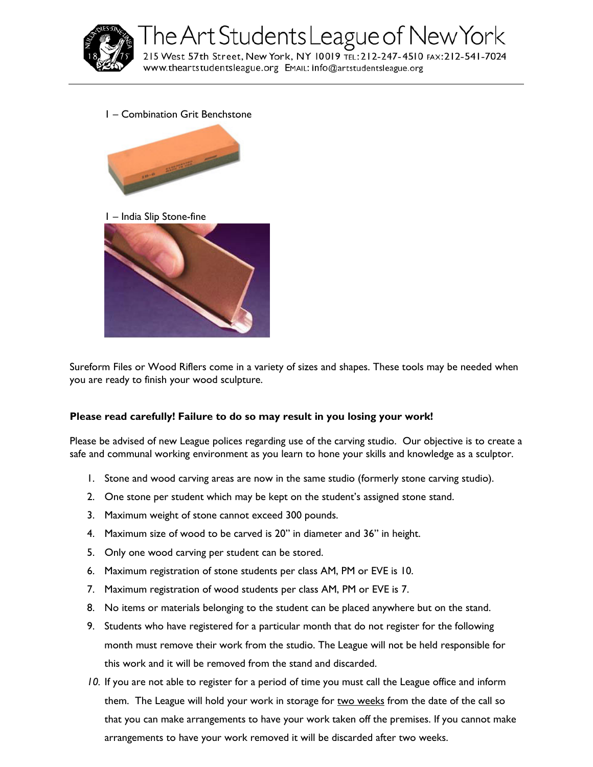1 – Combination Grit Benchstone

1 – India Slip Stone-fine

Sureform Files or Wood Riflers come in a variety of sizes and shapes. These tools may be needed when you are ready to finish your wood sculpture.

**Please read carefully! Failure to do so may result in you losing your work!**

Please be advised of new League polices regarding use of the carving studio. Our objective is to create a safe and communal working environment as you learn to hone your skills and knowledge as a sculptor.

1. Stone and wood carving areas are now in the same studio (formerly stone carving studio).
2. One stone per student which may be kept on the student's assigned stone stand.
3. Maximum weight of stone cannot exceed 300 pounds.
4. Maximum size of wood to be carved is 20" in diameter and 36" in height.
5. Only one wood carving per student can be stored.
6. Maximum registration of stone students per class AM, PM or EVE is 10.
7. Maximum registration of wood students per class AM, PM or EVE is 7.
8. No items or materials belonging to the student can be placed anywhere but on the stand.
9. Students who have registered for a particular month that do not register for the following month must remove their work from the studio. The League will not be held responsible for this work and it will be removed from the stand and discarded.
10. If you are not able to register for a period of time you must call the League office and inform them. The League will hold your work in storage for <u>two weeks</u> from the date of the call so that you can make arrangements to have your work taken off the premises. If you cannot make arrangements to have your work removed it will be discarded after two weeks.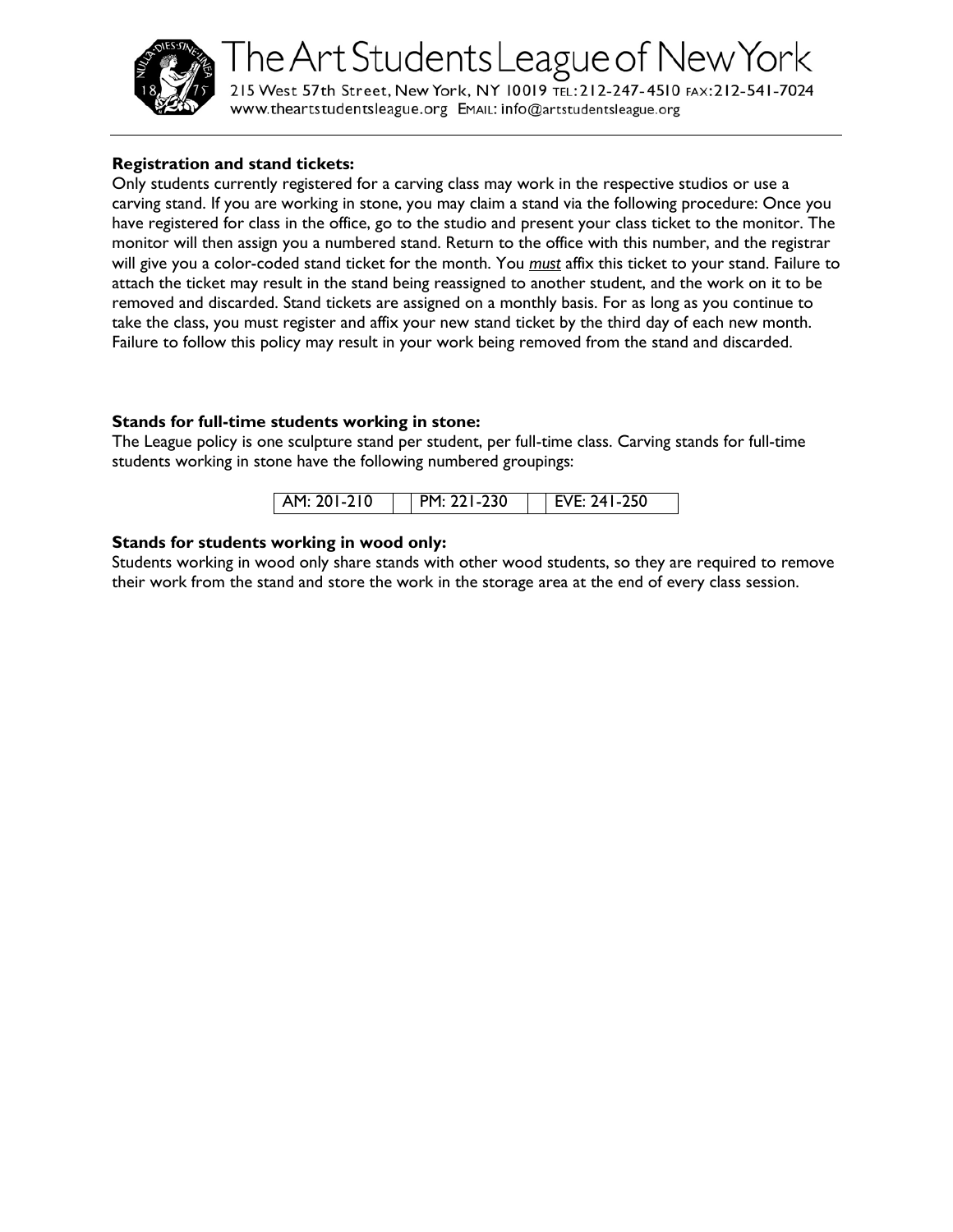**Registration and stand tickets:**
Only students currently registered for a carving class may work in the respective studios or use a carving stand. If you are working in stone, you may claim a stand via the following procedure: Once you have registered for class in the office, go to the studio and present your class ticket to the monitor. The monitor will then assign you a numbered stand. Return to the office with this number, and the registrar will give you a color-coded stand ticket for the month. You ***must*** affix this ticket to your stand. Failure to attach the ticket may result in the stand being reassigned to another student, and the work on it to be removed and discarded. Stand tickets are assigned on a monthly basis. For as long as you continue to take the class, you must register and affix your new stand ticket by the third day of each new month. Failure to follow this policy may result in your work being removed from the stand and discarded.

**Stands for full-time students working in stone:**
The League policy is one sculpture stand per student, per full-time class. Carving stands for full-time students working in stone have the following numbered groupings:

| AM: 201-210 | PM: 221-230 | EVE: 241-250 |
|---|---|---|

**Stands for students working in wood only:**
Students working in wood only share stands with other wood students, so they are required to remove their work from the stand and store the work in the storage area at the end of every class session.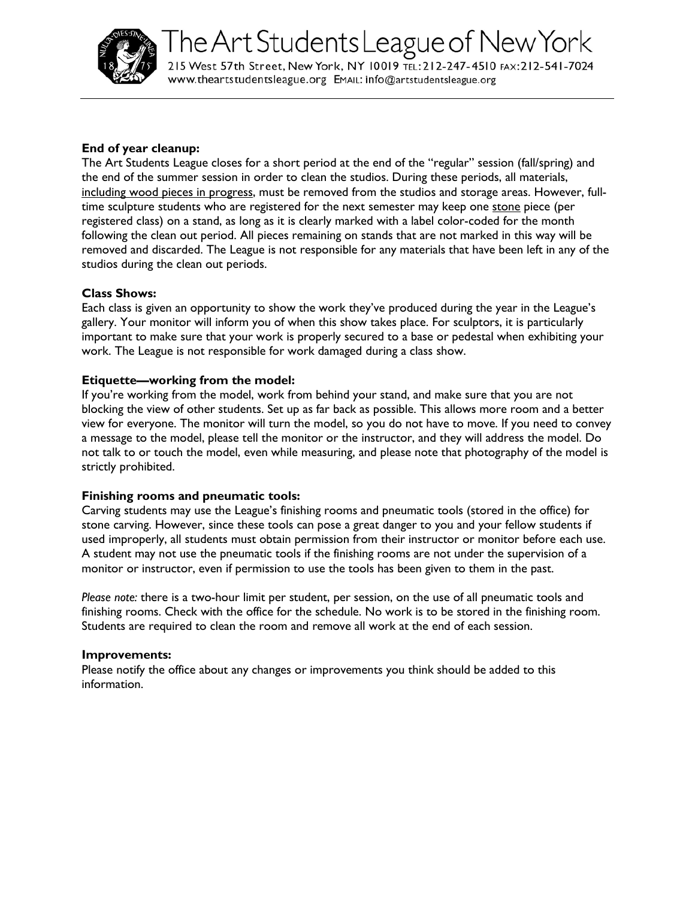**End of year cleanup:**
The Art Students League closes for a short period at the end of the "regular" session (fall/spring) and the end of the summer session in order to clean the studios. During these periods, all materials, <u>including wood pieces in progress</u>, must be removed from the studios and storage areas. However, full-time sculpture students who are registered for the next semester may keep one <u>stone</u> piece (per registered class) on a stand, as long as it is clearly marked with a label color-coded for the month following the clean out period. All pieces remaining on stands that are not marked in this way will be removed and discarded. The League is not responsible for any materials that have been left in any of the studios during the clean out periods.

**Class Shows:**
Each class is given an opportunity to show the work they've produced during the year in the League's gallery. Your monitor will inform you of when this show takes place. For sculptors, it is particularly important to make sure that your work is properly secured to a base or pedestal when exhibiting your work. The League is not responsible for work damaged during a class show.

**Etiquette—working from the model:**
If you're working from the model, work from behind your stand, and make sure that you are not blocking the view of other students. Set up as far back as possible. This allows more room and a better view for everyone. The monitor will turn the model, so you do not have to move. If you need to convey a message to the model, please tell the monitor or the instructor, and they will address the model. Do not talk to or touch the model, even while measuring, and please note that photography of the model is strictly prohibited.

**Finishing rooms and pneumatic tools:**
Carving students may use the League's finishing rooms and pneumatic tools (stored in the office) for stone carving. However, since these tools can pose a great danger to you and your fellow students if used improperly, all students must obtain permission from their instructor or monitor before each use. A student may not use the pneumatic tools if the finishing rooms are not under the supervision of a monitor or instructor, even if permission to use the tools has been given to them in the past.

*Please note:* there is a two-hour limit per student, per session, on the use of all pneumatic tools and finishing rooms. Check with the office for the schedule. No work is to be stored in the finishing room. Students are required to clean the room and remove all work at the end of each session.

**Improvements:**
Please notify the office about any changes or improvements you think should be added to this information.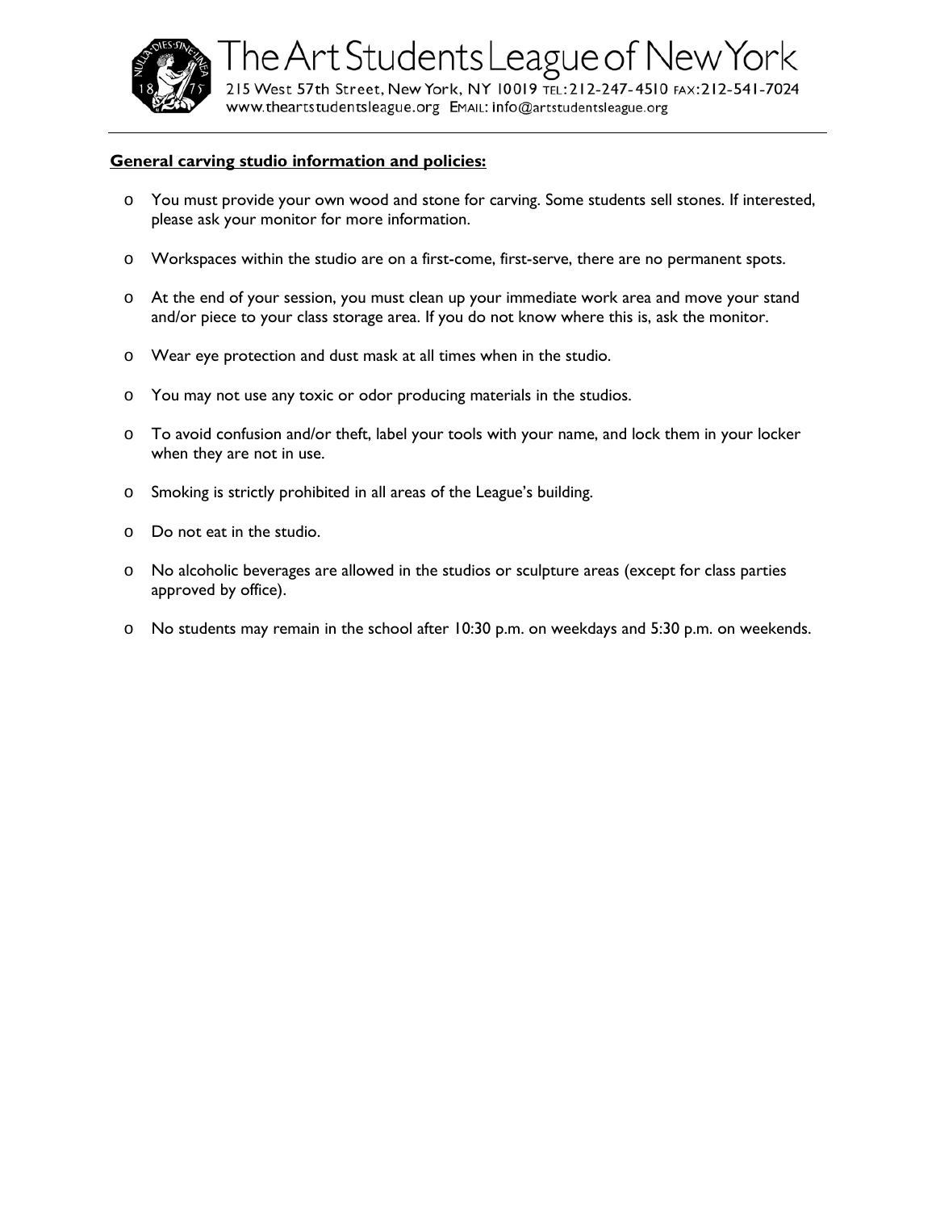# The Art Students League of New York

215 West 57th Street, New York, NY 10019 TEL: 212-247-4510 FAX: 212-541-7024
www.theartstudentsleague.org EMAIL: info@artstudentsleague.org

---

**General carving studio information and policies:**

- You must provide your own wood and stone for carving. Some students sell stones. If interested, please ask your monitor for more information.
- Workspaces within the studio are on a first-come, first-serve, there are no permanent spots.
- At the end of your session, you must clean up your immediate work area and move your stand and/or piece to your class storage area. If you do not know where this is, ask the monitor.
- Wear eye protection and dust mask at all times when in the studio.
- You may not use any toxic or odor producing materials in the studios.
- To avoid confusion and/or theft, label your tools with your name, and lock them in your locker when they are not in use.
- Smoking is strictly prohibited in all areas of the League's building.
- Do not eat in the studio.
- No alcoholic beverages are allowed in the studios or sculpture areas (except for class parties approved by office).
- No students may remain in the school after 10:30 p.m. on weekdays and 5:30 p.m. on weekends.